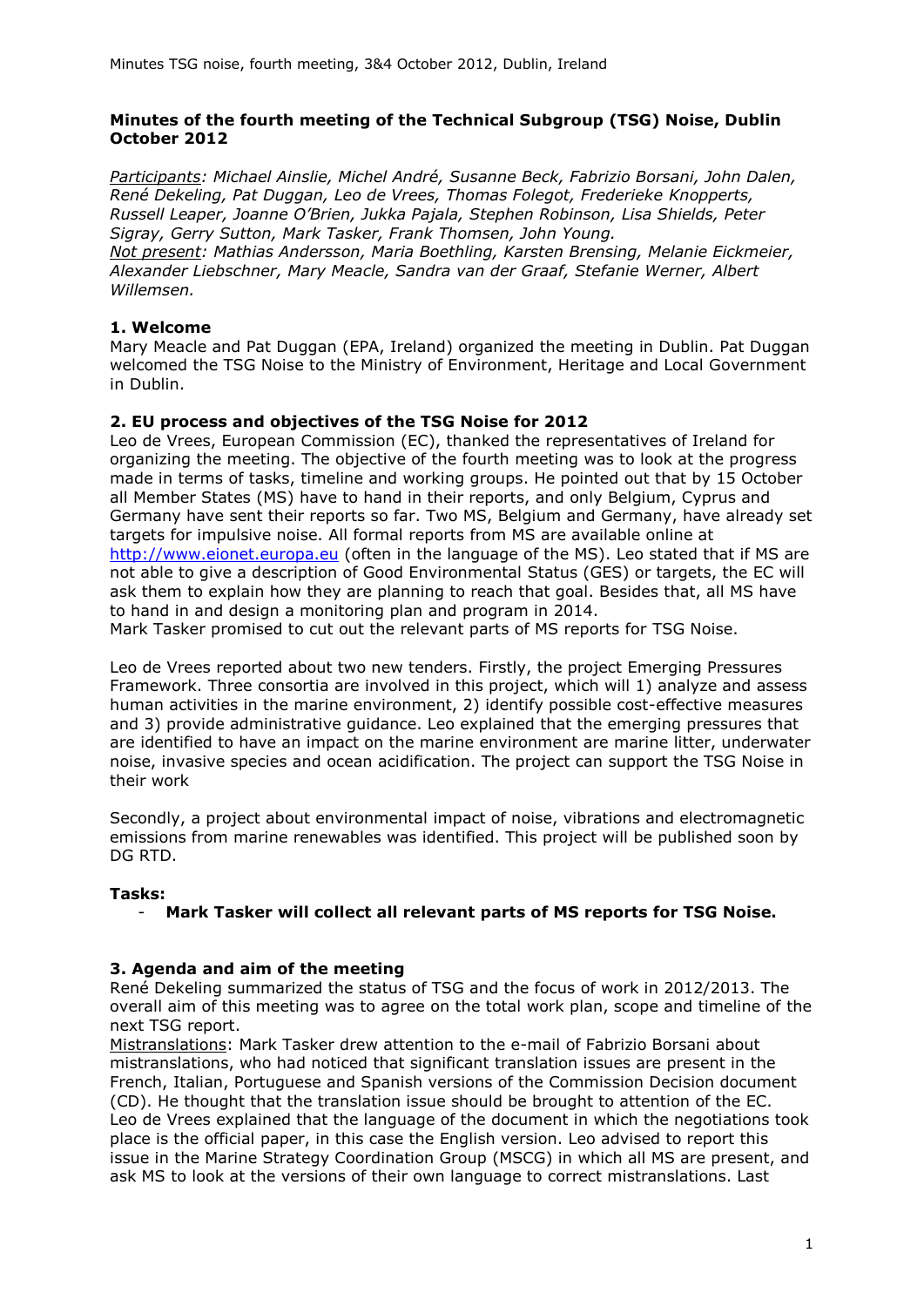**Minutes of the fourth meeting of the Technical Subgroup (TSG) Noise, Dublin October 2012**

*Participants: Michael Ainslie, Michel André, Susanne Beck, Fabrizio Borsani, John Dalen, René Dekeling, Pat Duggan, Leo de Vrees, Thomas Folegot, Frederieke Knopperts, Russell Leaper, Joanne O'Brien, Jukka Pajala, Stephen Robinson, Lisa Shields, Peter Sigray, Gerry Sutton, Mark Tasker, Frank Thomsen, John Young.*
*Not present: Mathias Andersson, Maria Boethling, Karsten Brensing, Melanie Eickmeier, Alexander Liebschner, Mary Meacle, Sandra van der Graaf, Stefanie Werner, Albert Willemsen.*

## 1. Welcome

Mary Meacle and Pat Duggan (EPA, Ireland) organized the meeting in Dublin. Pat Duggan welcomed the TSG Noise to the Ministry of Environment, Heritage and Local Government in Dublin.

## 2. EU process and objectives of the TSG Noise for 2012

Leo de Vrees, European Commission (EC), thanked the representatives of Ireland for organizing the meeting. The objective of the fourth meeting was to look at the progress made in terms of tasks, timeline and working groups. He pointed out that by 15 October all Member States (MS) have to hand in their reports, and only Belgium, Cyprus and Germany have sent their reports so far. Two MS, Belgium and Germany, have already set targets for impulsive noise. All formal reports from MS are available online at http://www.eionet.europa.eu (often in the language of the MS). Leo stated that if MS are not able to give a description of Good Environmental Status (GES) or targets, the EC will ask them to explain how they are planning to reach that goal. Besides that, all MS have to hand in and design a monitoring plan and program in 2014.
Mark Tasker promised to cut out the relevant parts of MS reports for TSG Noise.

Leo de Vrees reported about two new tenders. Firstly, the project Emerging Pressures Framework. Three consortia are involved in this project, which will 1) analyze and assess human activities in the marine environment, 2) identify possible cost-effective measures and 3) provide administrative guidance. Leo explained that the emerging pressures that are identified to have an impact on the marine environment are marine litter, underwater noise, invasive species and ocean acidification. The project can support the TSG Noise in their work

Secondly, a project about environmental impact of noise, vibrations and electromagnetic emissions from marine renewables was identified. This project will be published soon by DG RTD.

**Tasks:**

- **Mark Tasker will collect all relevant parts of MS reports for TSG Noise.**

## 3. Agenda and aim of the meeting

René Dekeling summarized the status of TSG and the focus of work in 2012/2013. The overall aim of this meeting was to agree on the total work plan, scope and timeline of the next TSG report.
<u>Mistranslations</u>: Mark Tasker drew attention to the e-mail of Fabrizio Borsani about mistranslations, who had noticed that significant translation issues are present in the French, Italian, Portuguese and Spanish versions of the Commission Decision document (CD). He thought that the translation issue should be brought to attention of the EC. Leo de Vrees explained that the language of the document in which the negotiations took place is the official paper, in this case the English version. Leo advised to report this issue in the Marine Strategy Coordination Group (MSCG) in which all MS are present, and ask MS to look at the versions of their own language to correct mistranslations. Last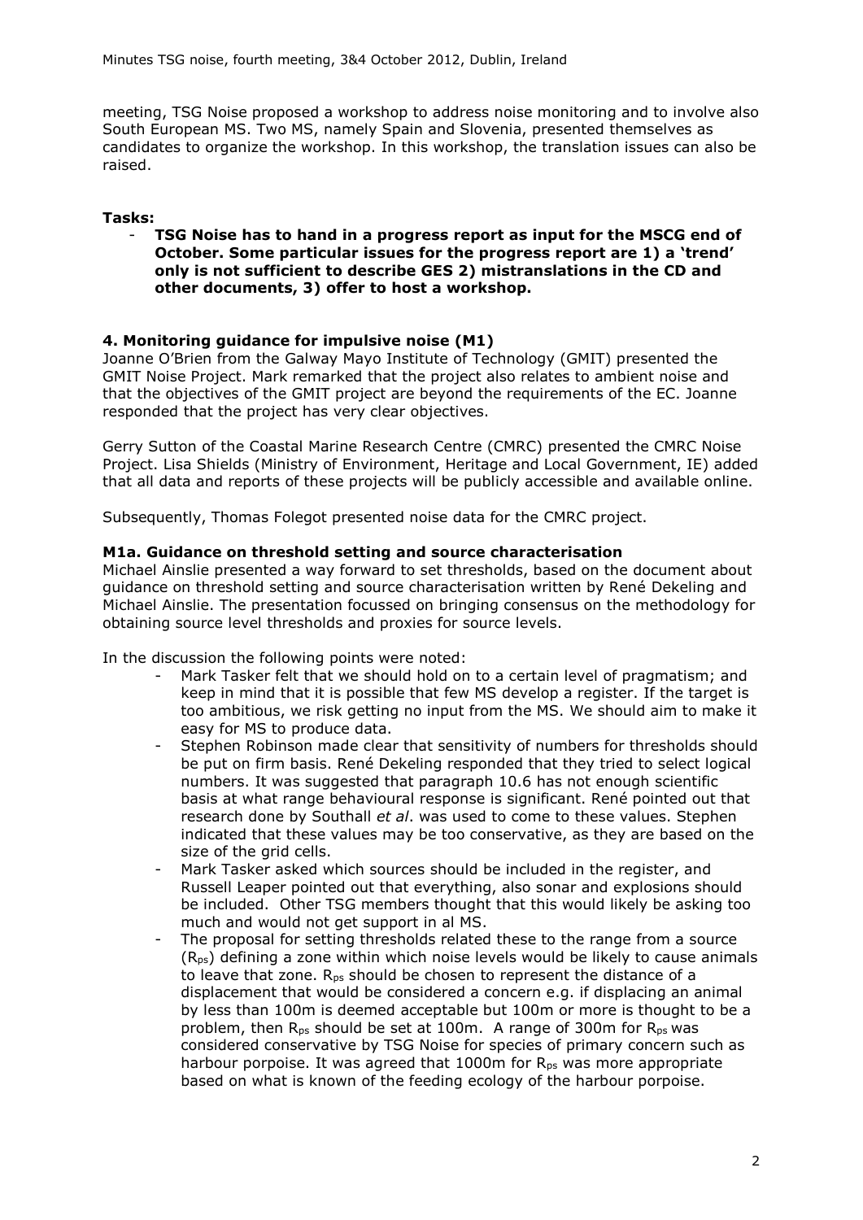meeting, TSG Noise proposed a workshop to address noise monitoring and to involve also South European MS. Two MS, namely Spain and Slovenia, presented themselves as candidates to organize the workshop. In this workshop, the translation issues can also be raised.

**Tasks:**

- **TSG Noise has to hand in a progress report as input for the MSCG end of October. Some particular issues for the progress report are 1) a 'trend' only is not sufficient to describe GES 2) mistranslations in the CD and other documents, 3) offer to host a workshop.**

### 4. Monitoring guidance for impulsive noise (M1)

Joanne O'Brien from the Galway Mayo Institute of Technology (GMIT) presented the GMIT Noise Project. Mark remarked that the project also relates to ambient noise and that the objectives of the GMIT project are beyond the requirements of the EC. Joanne responded that the project has very clear objectives.

Gerry Sutton of the Coastal Marine Research Centre (CMRC) presented the CMRC Noise Project. Lisa Shields (Ministry of Environment, Heritage and Local Government, IE) added that all data and reports of these projects will be publicly accessible and available online.

Subsequently, Thomas Folegot presented noise data for the CMRC project.

#### M1a. Guidance on threshold setting and source characterisation

Michael Ainslie presented a way forward to set thresholds, based on the document about guidance on threshold setting and source characterisation written by René Dekeling and Michael Ainslie. The presentation focussed on bringing consensus on the methodology for obtaining source level thresholds and proxies for source levels.

In the discussion the following points were noted:

- Mark Tasker felt that we should hold on to a certain level of pragmatism; and keep in mind that it is possible that few MS develop a register. If the target is too ambitious, we risk getting no input from the MS. We should aim to make it easy for MS to produce data.
- Stephen Robinson made clear that sensitivity of numbers for thresholds should be put on firm basis. René Dekeling responded that they tried to select logical numbers. It was suggested that paragraph 10.6 has not enough scientific basis at what range behavioural response is significant. René pointed out that research done by Southall *et al*. was used to come to these values. Stephen indicated that these values may be too conservative, as they are based on the size of the grid cells.
- Mark Tasker asked which sources should be included in the register, and Russell Leaper pointed out that everything, also sonar and explosions should be included. Other TSG members thought that this would likely be asking too much and would not get support in al MS.
- The proposal for setting thresholds related these to the range from a source ($R_{ps}$) defining a zone within which noise levels would be likely to cause animals to leave that zone. $R_{ps}$ should be chosen to represent the distance of a displacement that would be considered a concern e.g. if displacing an animal by less than 100m is deemed acceptable but 100m or more is thought to be a problem, then $R_{ps}$ should be set at 100m. A range of 300m for $R_{ps}$ was considered conservative by TSG Noise for species of primary concern such as harbour porpoise. It was agreed that 1000m for $R_{ps}$ was more appropriate based on what is known of the feeding ecology of the harbour porpoise.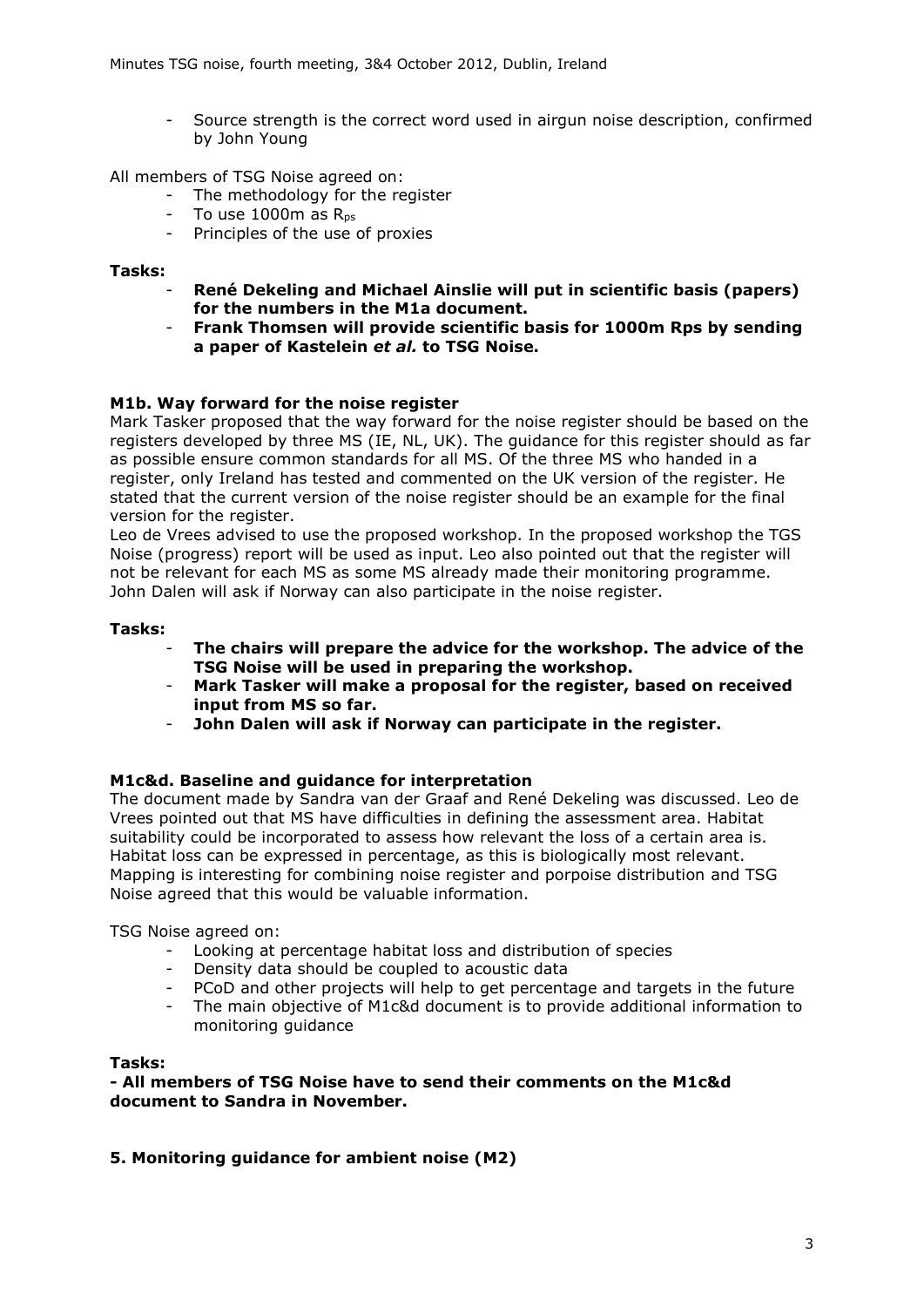- Source strength is the correct word used in airgun noise description, confirmed by John Young

All members of TSG Noise agreed on:

- The methodology for the register
- To use 1000m as $R_{ps}$
- Principles of the use of proxies

**Tasks:**

- **René Dekeling and Michael Ainslie will put in scientific basis (papers) for the numbers in the M1a document.**
- **Frank Thomsen will provide scientific basis for 1000m Rps by sending a paper of Kastelein *et al.* to TSG Noise.**

**M1b. Way forward for the noise register**

Mark Tasker proposed that the way forward for the noise register should be based on the registers developed by three MS (IE, NL, UK). The guidance for this register should as far as possible ensure common standards for all MS. Of the three MS who handed in a register, only Ireland has tested and commented on the UK version of the register. He stated that the current version of the noise register should be an example for the final version for the register.

Leo de Vrees advised to use the proposed workshop. In the proposed workshop the TGS Noise (progress) report will be used as input. Leo also pointed out that the register will not be relevant for each MS as some MS already made their monitoring programme. John Dalen will ask if Norway can also participate in the noise register.

**Tasks:**

- **The chairs will prepare the advice for the workshop. The advice of the TSG Noise will be used in preparing the workshop.**
- **Mark Tasker will make a proposal for the register, based on received input from MS so far.**
- **John Dalen will ask if Norway can participate in the register.**

**M1c&d. Baseline and guidance for interpretation**

The document made by Sandra van der Graaf and René Dekeling was discussed. Leo de Vrees pointed out that MS have difficulties in defining the assessment area. Habitat suitability could be incorporated to assess how relevant the loss of a certain area is. Habitat loss can be expressed in percentage, as this is biologically most relevant. Mapping is interesting for combining noise register and porpoise distribution and TSG Noise agreed that this would be valuable information.

TSG Noise agreed on:

- Looking at percentage habitat loss and distribution of species
- Density data should be coupled to acoustic data
- PCoD and other projects will help to get percentage and targets in the future
- The main objective of M1c&d document is to provide additional information to monitoring guidance

**Tasks:**

**- All members of TSG Noise have to send their comments on the M1c&d document to Sandra in November.**

## 5. Monitoring guidance for ambient noise (M2)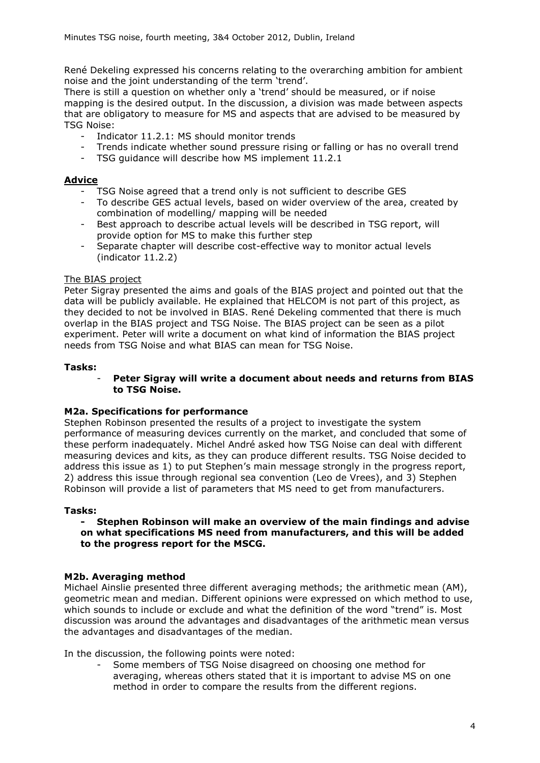René Dekeling expressed his concerns relating to the overarching ambition for ambient noise and the joint understanding of the term 'trend'.
There is still a question on whether only a 'trend' should be measured, or if noise mapping is the desired output. In the discussion, a division was made between aspects that are obligatory to measure for MS and aspects that are advised to be measured by TSG Noise:

- Indicator 11.2.1: MS should monitor trends
- Trends indicate whether sound pressure rising or falling or has no overall trend
- TSG guidance will describe how MS implement 11.2.1

**Advice**

- TSG Noise agreed that a trend only is not sufficient to describe GES
- To describe GES actual levels, based on wider overview of the area, created by combination of modelling/ mapping will be needed
- Best approach to describe actual levels will be described in TSG report, will provide option for MS to make this further step
- Separate chapter will describe cost-effective way to monitor actual levels (indicator 11.2.2)

The BIAS project
Peter Sigray presented the aims and goals of the BIAS project and pointed out that the data will be publicly available. He explained that HELCOM is not part of this project, as they decided to not be involved in BIAS. René Dekeling commented that there is much overlap in the BIAS project and TSG Noise. The BIAS project can be seen as a pilot experiment. Peter will write a document on what kind of information the BIAS project needs from TSG Noise and what BIAS can mean for TSG Noise.

**Tasks:**

- **Peter Sigray will write a document about needs and returns from BIAS to TSG Noise.**

**M2a. Specifications for performance**
Stephen Robinson presented the results of a project to investigate the system performance of measuring devices currently on the market, and concluded that some of these perform inadequately. Michel André asked how TSG Noise can deal with different measuring devices and kits, as they can produce different results. TSG Noise decided to address this issue as 1) to put Stephen's main message strongly in the progress report, 2) address this issue through regional sea convention (Leo de Vrees), and 3) Stephen Robinson will provide a list of parameters that MS need to get from manufacturers.

**Tasks:**

**- Stephen Robinson will make an overview of the main findings and advise on what specifications MS need from manufacturers, and this will be added to the progress report for the MSCG.**

**M2b. Averaging method**
Michael Ainslie presented three different averaging methods; the arithmetic mean (AM), geometric mean and median. Different opinions were expressed on which method to use, which sounds to include or exclude and what the definition of the word "trend" is. Most discussion was around the advantages and disadvantages of the arithmetic mean versus the advantages and disadvantages of the median.

In the discussion, the following points were noted:

- Some members of TSG Noise disagreed on choosing one method for averaging, whereas others stated that it is important to advise MS on one method in order to compare the results from the different regions.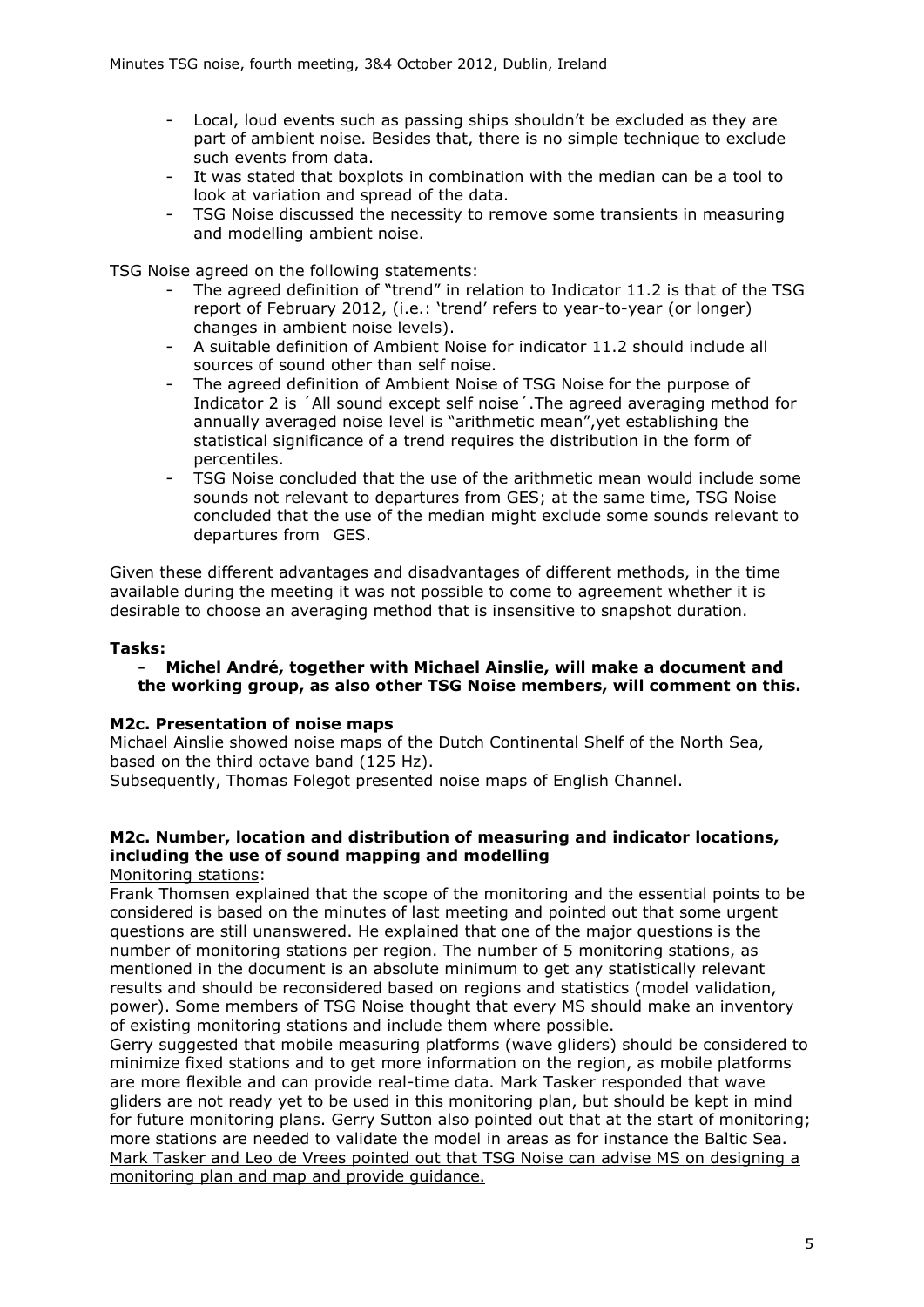- Local, loud events such as passing ships shouldn't be excluded as they are part of ambient noise. Besides that, there is no simple technique to exclude such events from data.
- It was stated that boxplots in combination with the median can be a tool to look at variation and spread of the data.
- TSG Noise discussed the necessity to remove some transients in measuring and modelling ambient noise.

TSG Noise agreed on the following statements:

- The agreed definition of "trend" in relation to Indicator 11.2 is that of the TSG report of February 2012, (i.e.: 'trend' refers to year-to-year (or longer) changes in ambient noise levels).
- A suitable definition of Ambient Noise for indicator 11.2 should include all sources of sound other than self noise.
- The agreed definition of Ambient Noise of TSG Noise for the purpose of Indicator 2 is ´All sound except self noise´.The agreed averaging method for annually averaged noise level is "arithmetic mean",yet establishing the statistical significance of a trend requires the distribution in the form of percentiles.
- TSG Noise concluded that the use of the arithmetic mean would include some sounds not relevant to departures from GES; at the same time, TSG Noise concluded that the use of the median might exclude some sounds relevant to departures from GES.

Given these different advantages and disadvantages of different methods, in the time available during the meeting it was not possible to come to agreement whether it is desirable to choose an averaging method that is insensitive to snapshot duration.

**Tasks:**

- **Michel André, together with Michael Ainslie, will make a document and the working group, as also other TSG Noise members, will comment on this.**

**M2c. Presentation of noise maps**

Michael Ainslie showed noise maps of the Dutch Continental Shelf of the North Sea, based on the third octave band (125 Hz).

Subsequently, Thomas Folegot presented noise maps of English Channel.

**M2c. Number, location and distribution of measuring and indicator locations, including the use of sound mapping and modelling**

Monitoring stations:

Frank Thomsen explained that the scope of the monitoring and the essential points to be considered is based on the minutes of last meeting and pointed out that some urgent questions are still unanswered. He explained that one of the major questions is the number of monitoring stations per region. The number of 5 monitoring stations, as mentioned in the document is an absolute minimum to get any statistically relevant results and should be reconsidered based on regions and statistics (model validation, power). Some members of TSG Noise thought that every MS should make an inventory of existing monitoring stations and include them where possible.

Gerry suggested that mobile measuring platforms (wave gliders) should be considered to minimize fixed stations and to get more information on the region, as mobile platforms are more flexible and can provide real-time data. Mark Tasker responded that wave gliders are not ready yet to be used in this monitoring plan, but should be kept in mind for future monitoring plans. Gerry Sutton also pointed out that at the start of monitoring; more stations are needed to validate the model in areas as for instance the Baltic Sea. Mark Tasker and Leo de Vrees pointed out that TSG Noise can advise MS on designing a monitoring plan and map and provide guidance.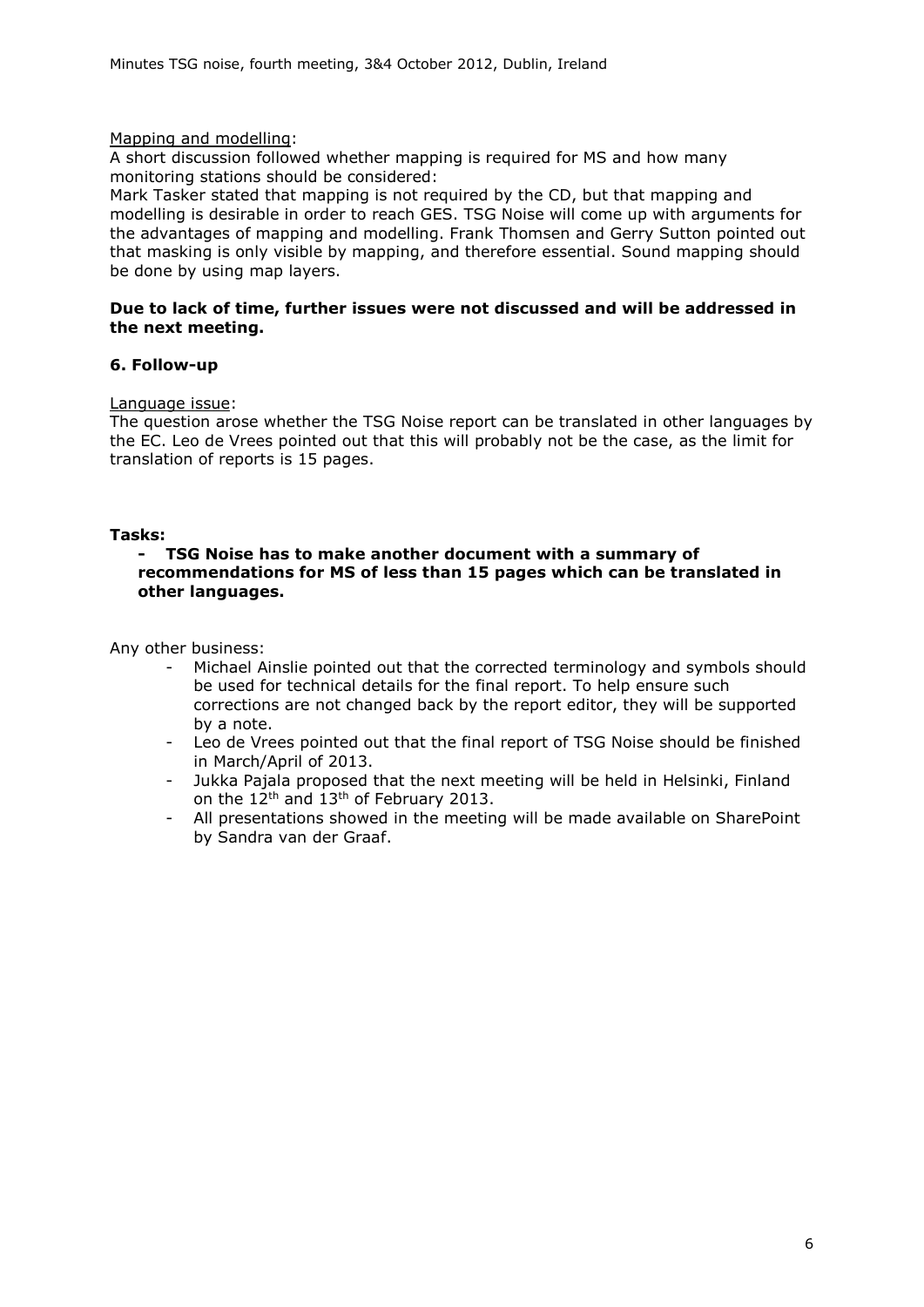<u>Mapping and modelling</u>:

A short discussion followed whether mapping is required for MS and how many monitoring stations should be considered:

Mark Tasker stated that mapping is not required by the CD, but that mapping and modelling is desirable in order to reach GES. TSG Noise will come up with arguments for the advantages of mapping and modelling. Frank Thomsen and Gerry Sutton pointed out that masking is only visible by mapping, and therefore essential. Sound mapping should be done by using map layers.

**Due to lack of time, further issues were not discussed and will be addressed in the next meeting.**

### 6. Follow-up

<u>Language issue</u>:

The question arose whether the TSG Noise report can be translated in other languages by the EC. Leo de Vrees pointed out that this will probably not be the case, as the limit for translation of reports is 15 pages.

**Tasks:**

- **TSG Noise has to make another document with a summary of recommendations for MS of less than 15 pages which can be translated in other languages.**

Any other business:

- Michael Ainslie pointed out that the corrected terminology and symbols should be used for technical details for the final report. To help ensure such corrections are not changed back by the report editor, they will be supported by a note.
- Leo de Vrees pointed out that the final report of TSG Noise should be finished in March/April of 2013.
- Jukka Pajala proposed that the next meeting will be held in Helsinki, Finland on the 12th and 13th of February 2013.
- All presentations showed in the meeting will be made available on SharePoint by Sandra van der Graaf.